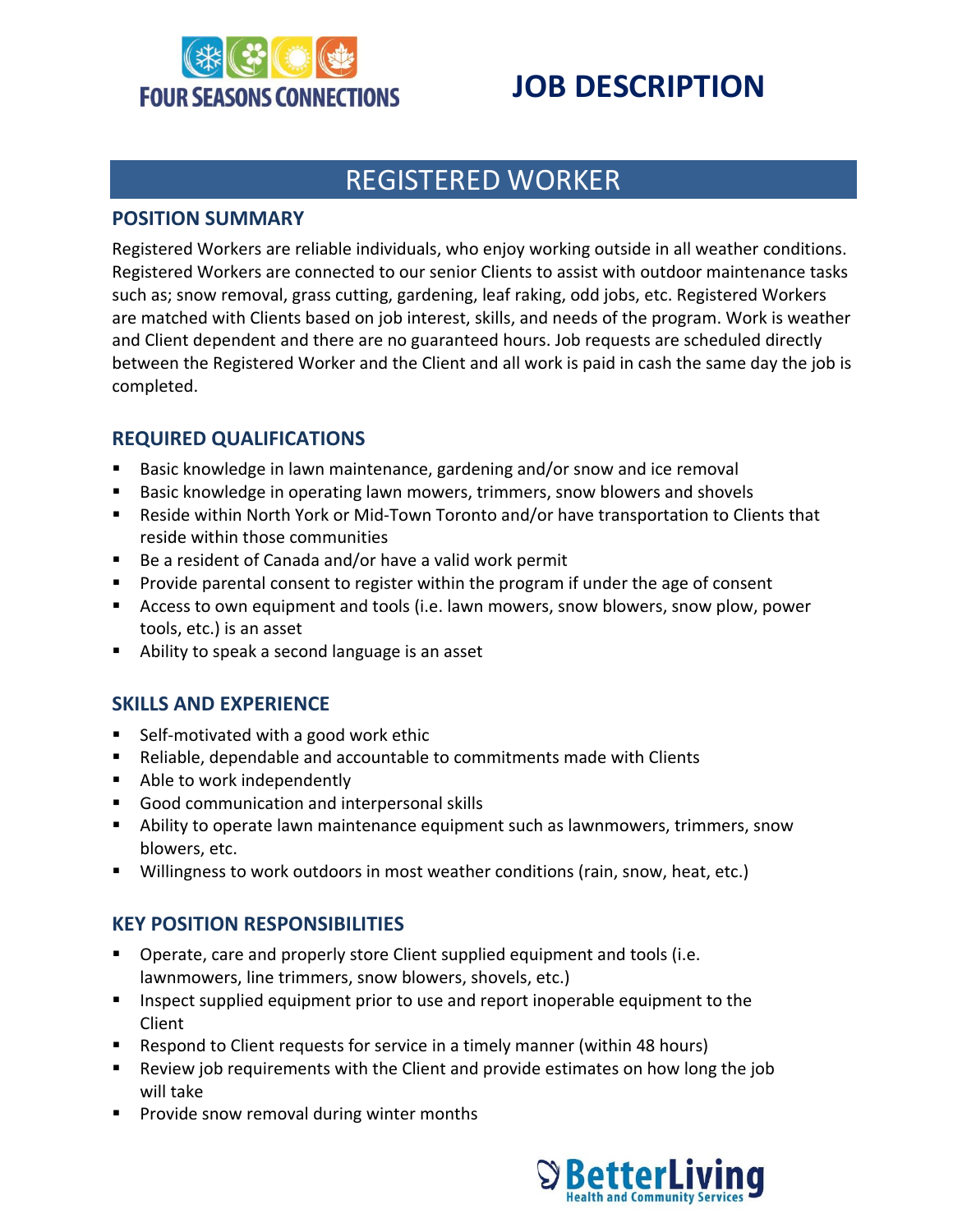FOUR SEASONS CONNECTIONS

# JOB DESCRIPTION

## REGISTERED WORKER

### POSITION SUMMARY

Registered Workers are reliable individuals, who enjoy working outside in all weather conditions. Registered Workers are connected to our senior Clients to assist with outdoor maintenance tasks such as; snow removal, grass cutting, gardening, leaf raking, odd jobs, etc. Registered Workers are matched with Clients based on job interest, skills, and needs of the program. Work is weather and Client dependent and there are no guaranteed hours. Job requests are scheduled directly between the Registered Worker and the Client and all work is paid in cash the same day the job is completed.

### REQUIRED QUALIFICATIONS

- Basic knowledge in lawn maintenance, gardening and/or snow and ice removal
- Basic knowledge in operating lawn mowers, trimmers, snow blowers and shovels
- Reside within North York or Mid-Town Toronto and/or have transportation to Clients that reside within those communities
- Be a resident of Canada and/or have a valid work permit
- Provide parental consent to register within the program if under the age of consent
- Access to own equipment and tools (i.e. lawn mowers, snow blowers, snow plow, power tools, etc.) is an asset
- Ability to speak a second language is an asset

### SKILLS AND EXPERIENCE

- Self-motivated with a good work ethic
- Reliable, dependable and accountable to commitments made with Clients
- Able to work independently
- Good communication and interpersonal skills
- Ability to operate lawn maintenance equipment such as lawnmowers, trimmers, snow blowers, etc.
- Willingness to work outdoors in most weather conditions (rain, snow, heat, etc.)

### KEY POSITION RESPONSIBILITIES

- Operate, care and properly store Client supplied equipment and tools (i.e. lawnmowers, line trimmers, snow blowers, shovels, etc.)
- Inspect supplied equipment prior to use and report inoperable equipment to the Client
- Respond to Client requests for service in a timely manner (within 48 hours)
- Review job requirements with the Client and provide estimates on how long the job will take
- Provide snow removal during winter months

BetterLiving Health and Community Services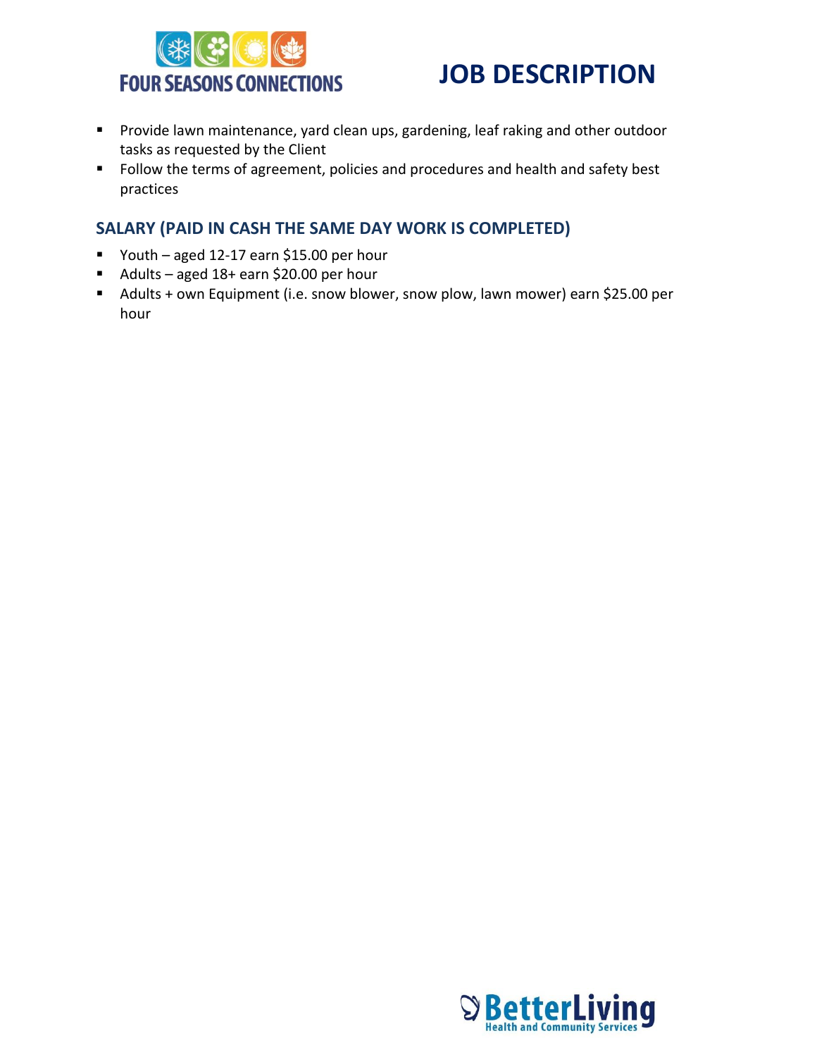# JOB DESCRIPTION

- Provide lawn maintenance, yard clean ups, gardening, leaf raking and other outdoor tasks as requested by the Client
- Follow the terms of agreement, policies and procedures and health and safety best practices

## SALARY (PAID IN CASH THE SAME DAY WORK IS COMPLETED)

- Youth – aged 12-17 earn $15.00 per hour
- Adults – aged 18+ earn $20.00 per hour
- Adults + own Equipment (i.e. snow blower, snow plow, lawn mower) earn $25.00 per hour